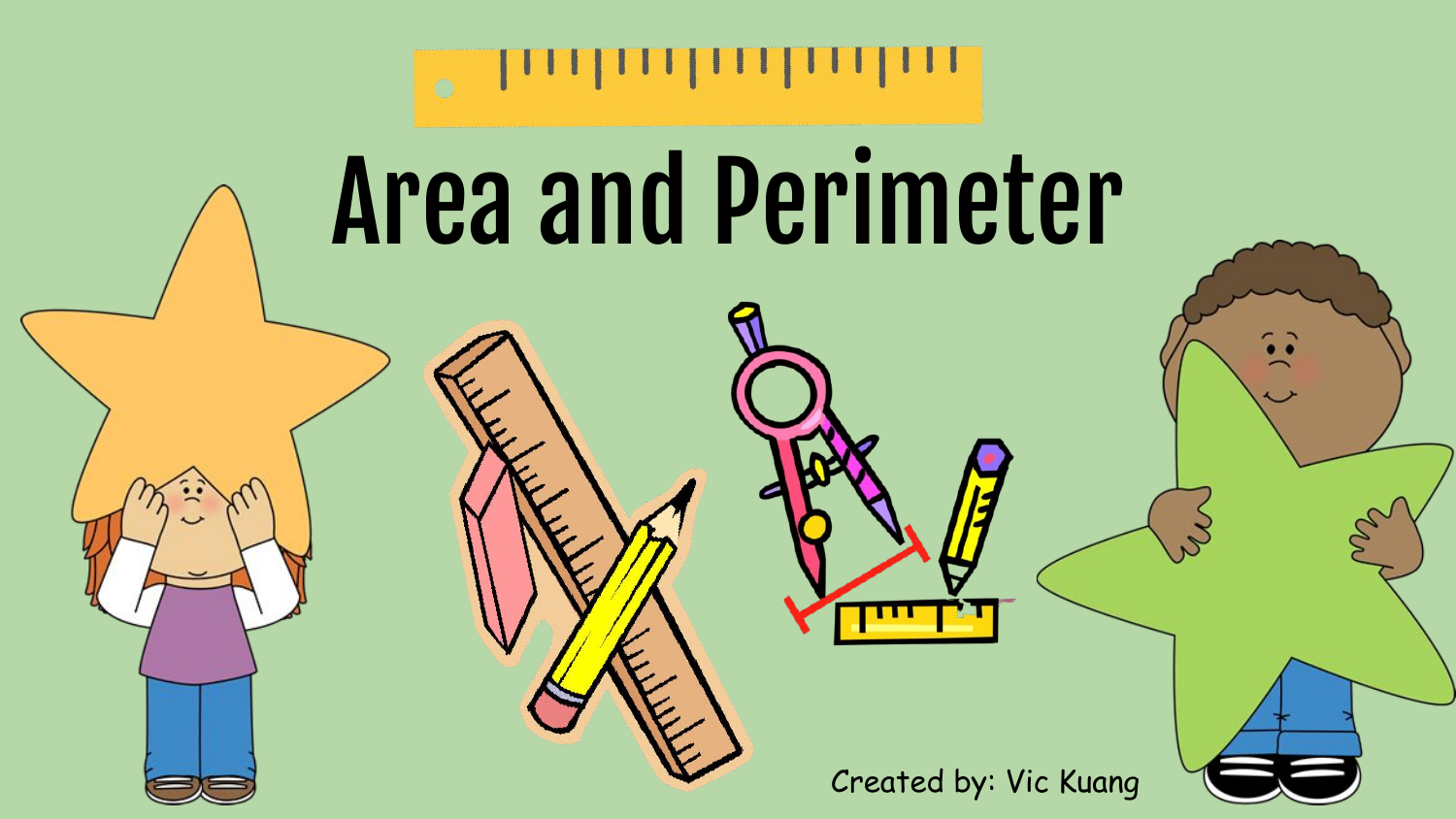# Area and Perimeter

Created by: Vic Kuang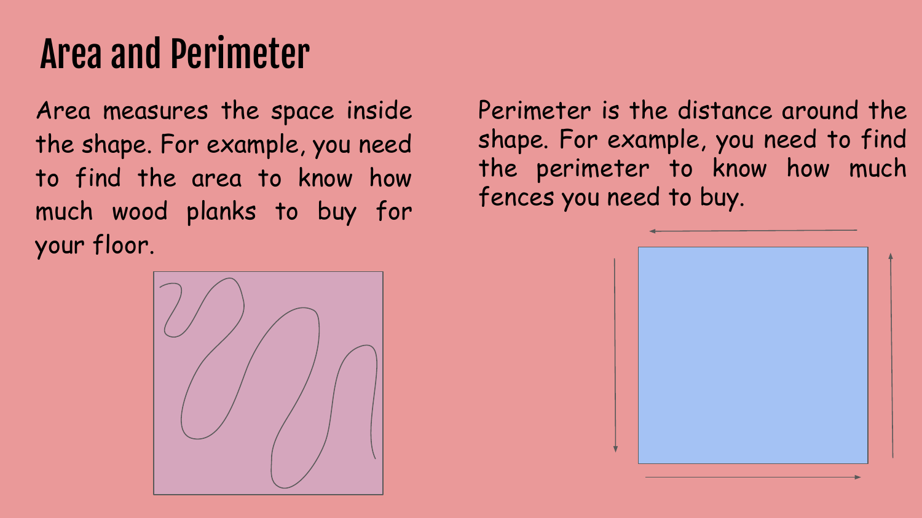# Area and Perimeter

Area measures the space inside the shape. For example, you need to find the area to know how much wood planks to buy for your floor.

Perimeter is the distance around the shape. For example, you need to find the perimeter to know how much fences you need to buy.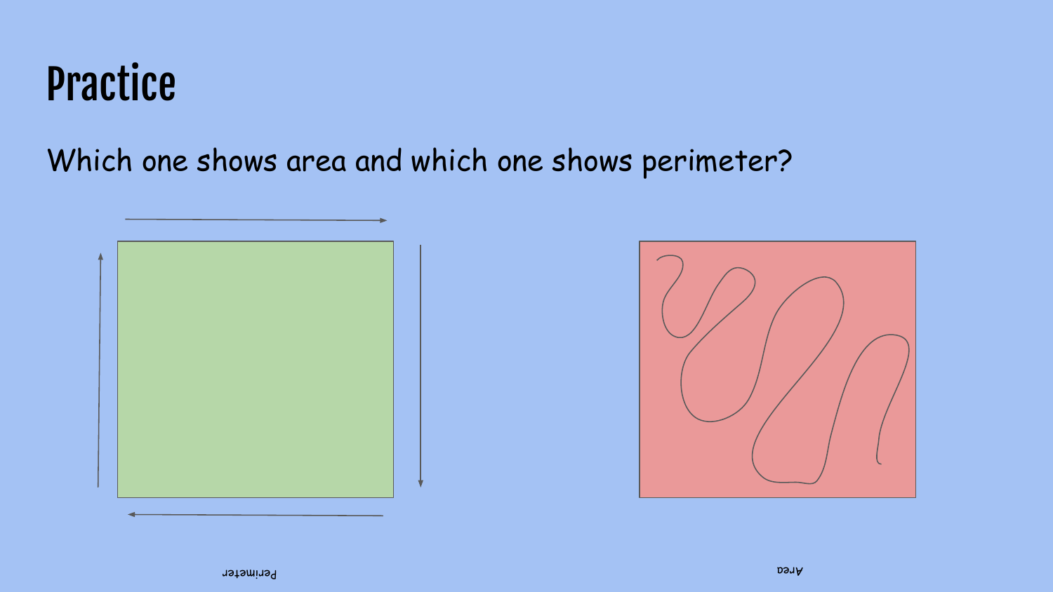# Practice

Which one shows area and which one shows perimeter?

Perimeter

Area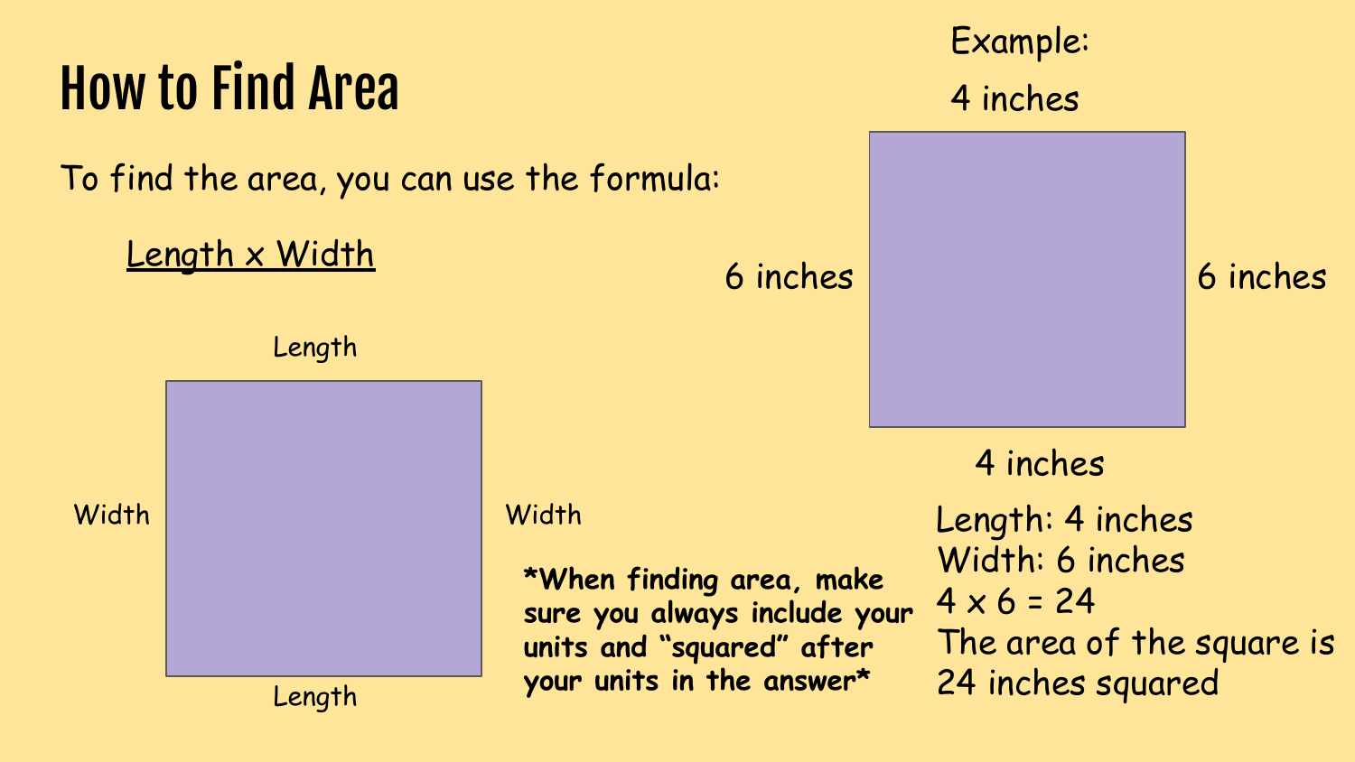# How to Find Area

To find the area, you can use the formula:

<u>Length x Width</u>

Length

Width | Width

Length

***When finding area, make sure you always include your units and "squared" after your units in the answer***

Example:

4 inches

6 inches | 6 inches

4 inches

Length: 4 inches
Width: 6 inches
4 x 6 = 24
The area of the square is 24 inches squared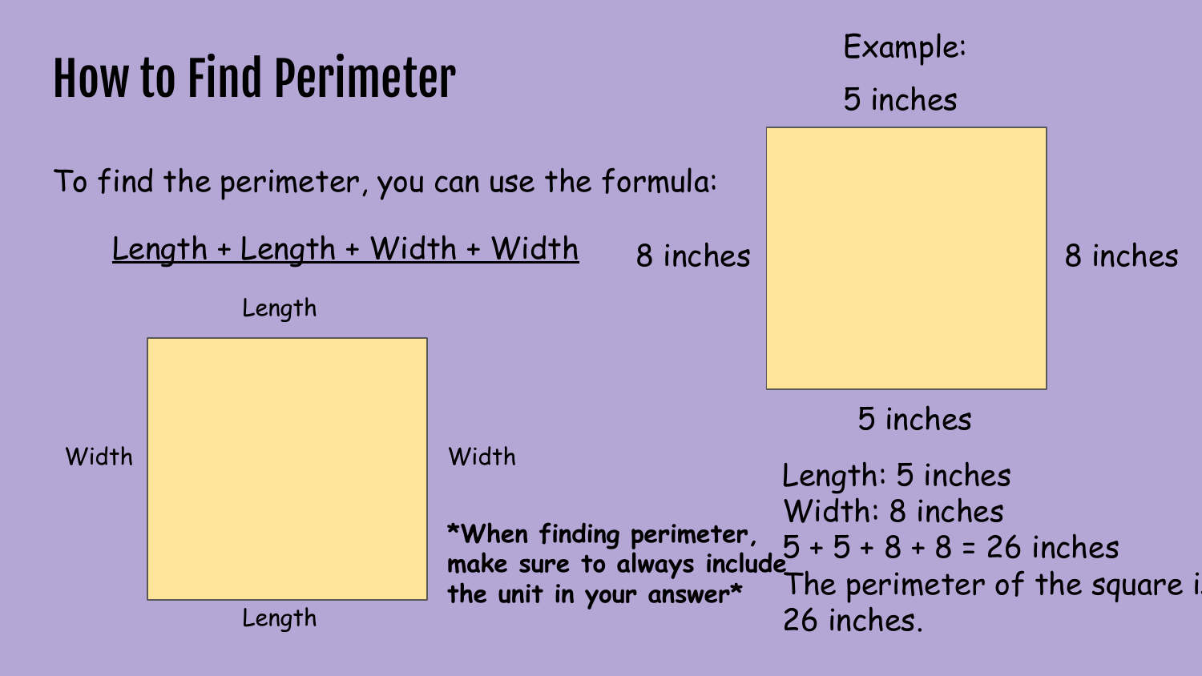# How to Find Perimeter

To find the perimeter, you can use the formula:

<u>Length + Length + Width + Width</u>

Length

Width | Width

Length

**\*When finding perimeter, make sure to always include the unit in your answer\***

Example:

5 inches

8 inches | 8 inches

5 inches

Length: 5 inches
Width: 8 inches
5 + 5 + 8 + 8 = 26 inches
The perimeter of the square is 26 inches.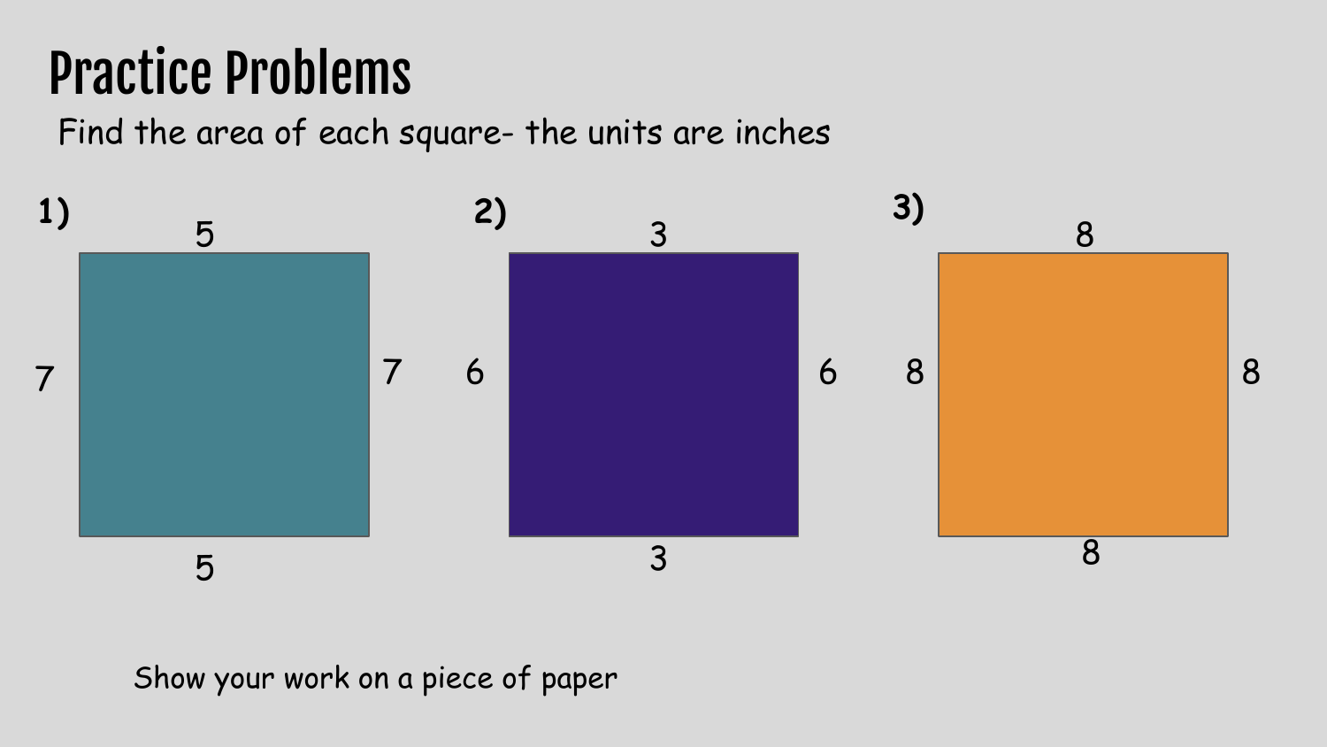# Practice Problems

Find the area of each square- the units are inches

**1)**

5

7 7

5

**2)**

3

6 6

3

**3)**

8

8 8

8

Show your work on a piece of paper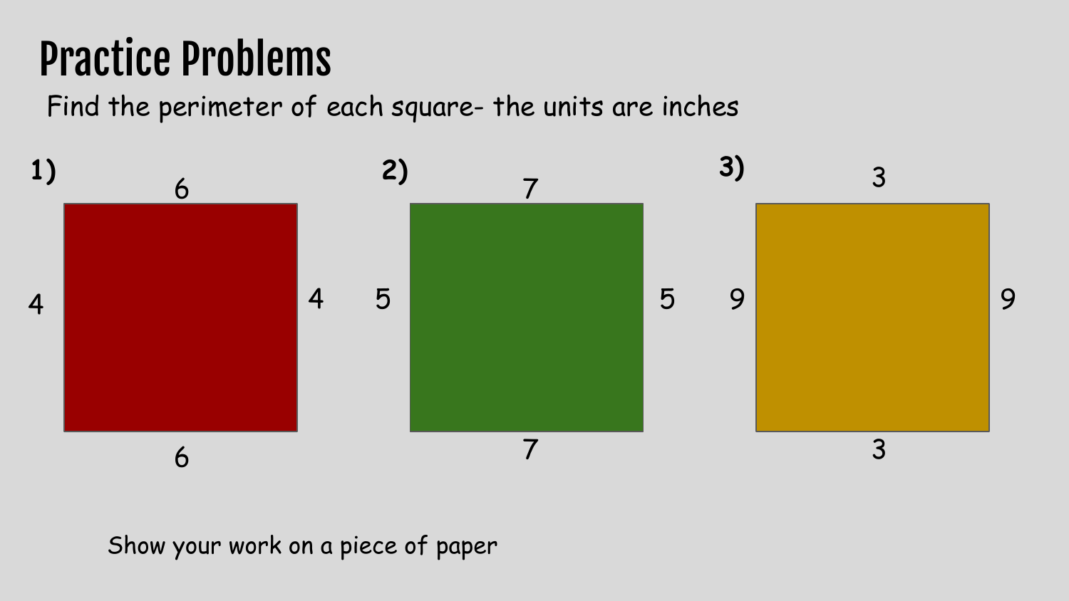# Practice Problems

Find the perimeter of each square- the units are inches

**1)**

6

4 4

6

**2)**

7

5 5

7

**3)**

3

9 9

3

Show your work on a piece of paper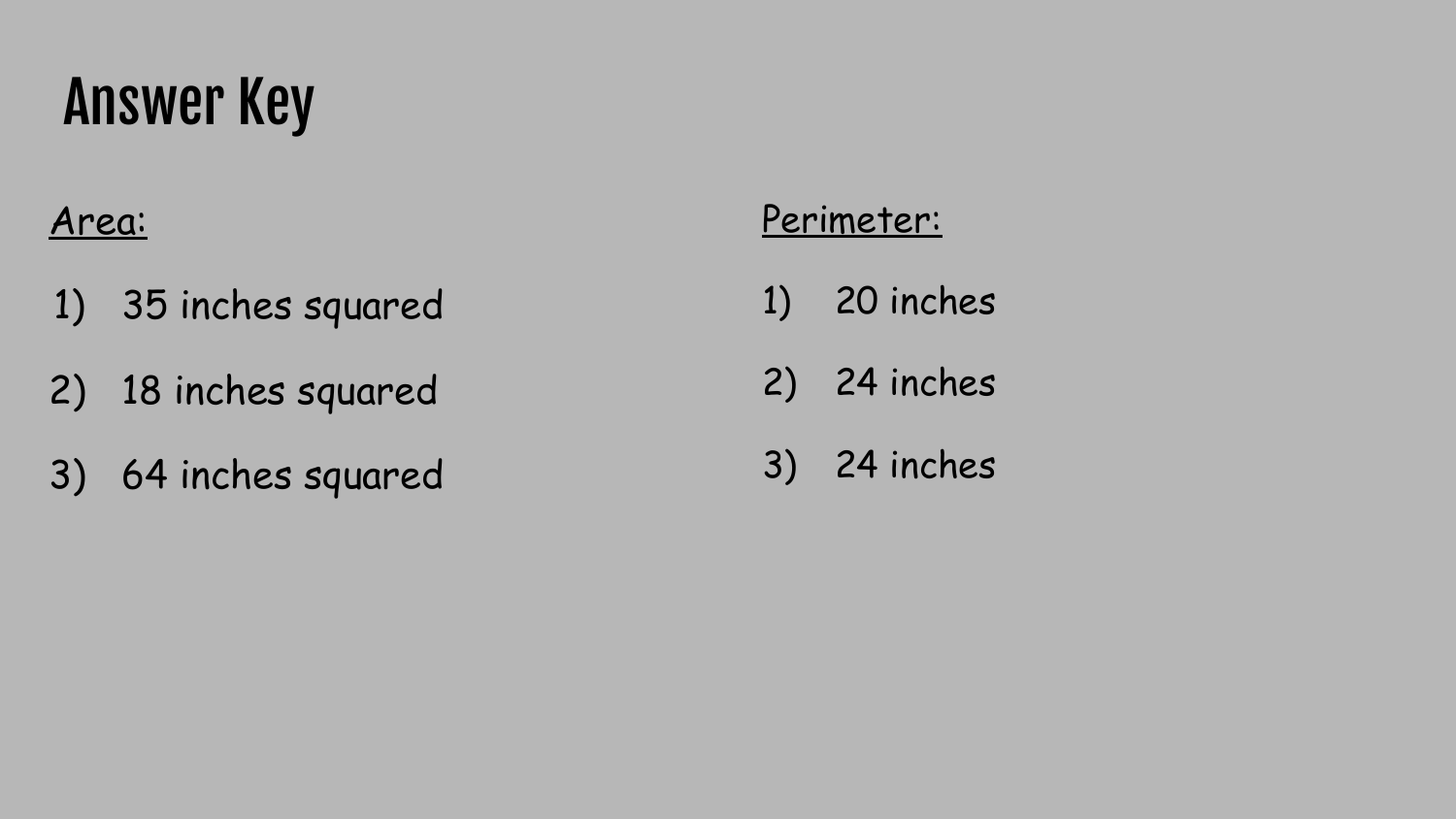# Answer Key

Area:

1) 35 inches squared
2) 18 inches squared
3) 64 inches squared

Perimeter:

1) 20 inches
2) 24 inches
3) 24 inches